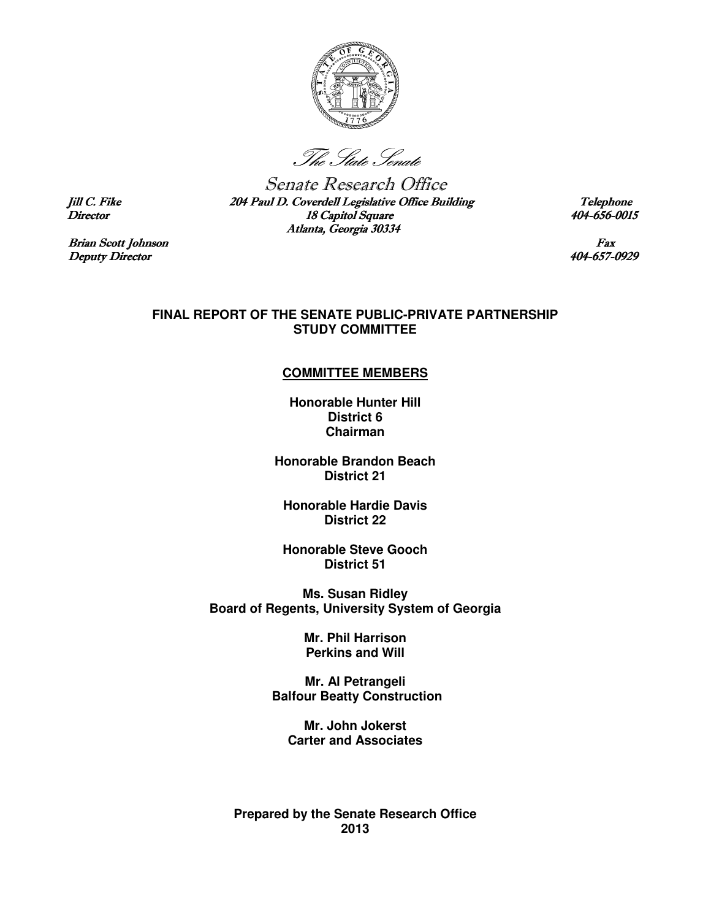*The State Senate*

Senate Research Office

*Jill C. Fike*
*Director*

*204 Paul D. Coverdell Legislative Office Building*
*18 Capitol Square*
*Atlanta, Georgia 30334*

*Telephone*
*404-656-0015*

*Brian Scott Johnson*
*Deputy Director*

*Fax*
*404-657-0929*

# FINAL REPORT OF THE SENATE PUBLIC-PRIVATE PARTNERSHIP STUDY COMMITTEE

## COMMITTEE MEMBERS

**Honorable Hunter Hill**
**District 6**
**Chairman**

**Honorable Brandon Beach**
**District 21**

**Honorable Hardie Davis**
**District 22**

**Honorable Steve Gooch**
**District 51**

**Ms. Susan Ridley**
**Board of Regents, University System of Georgia**

**Mr. Phil Harrison**
**Perkins and Will**

**Mr. Al Petrangeli**
**Balfour Beatty Construction**

**Mr. John Jokerst**
**Carter and Associates**

**Prepared by the Senate Research Office**
**2013**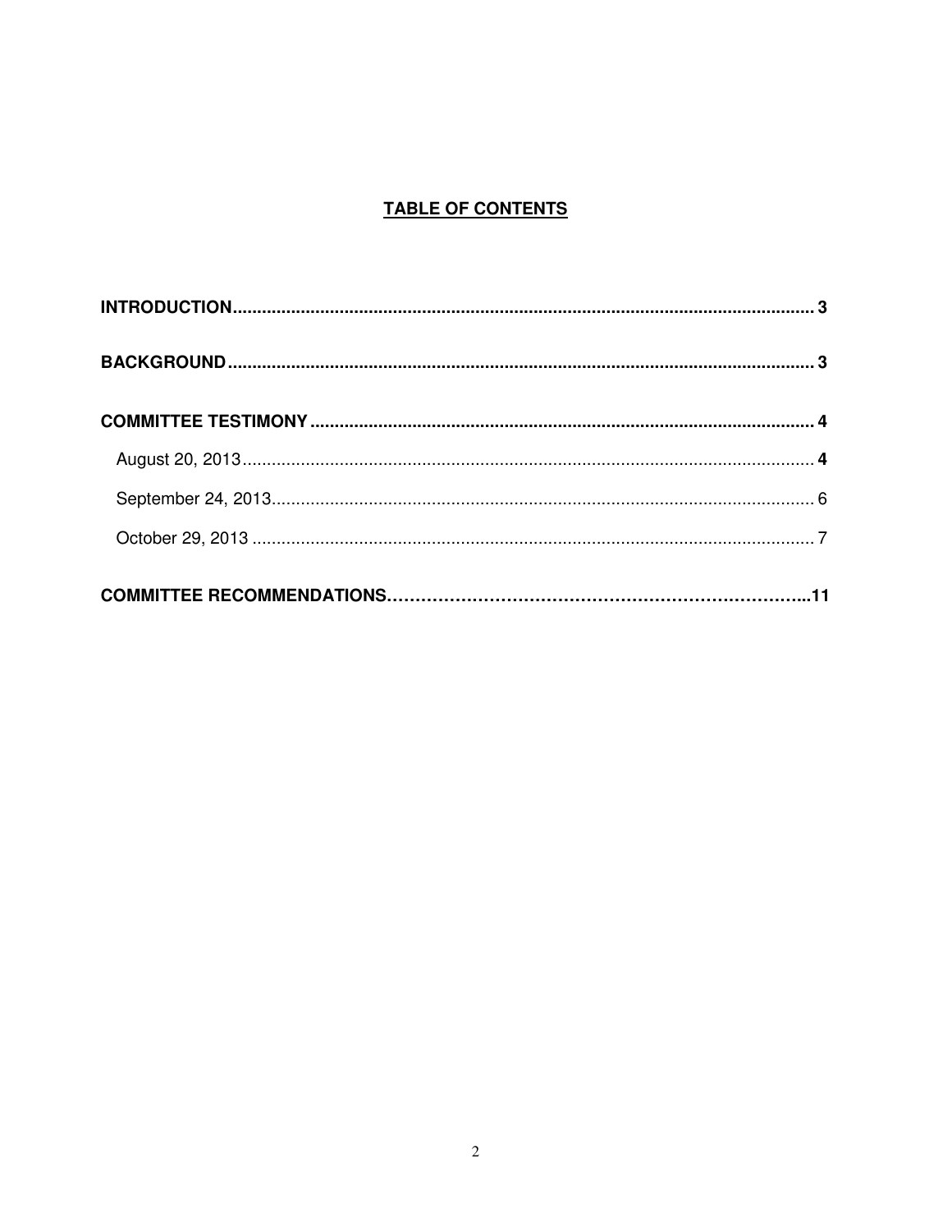## TABLE OF CONTENTS

**INTRODUCTION** .......................................................................................................... **3**

**BACKGROUND** ........................................................................................................... **3**

**COMMITTEE TESTIMONY** ......................................................................................... **4**

- August 20, 2013 ....................................................................................................... **4**
- September 24, 2013 ................................................................................................. 6
- October 29, 2013 ..................................................................................................... 7

**COMMITTEE RECOMMENDATIONS** ..........................................................................**11**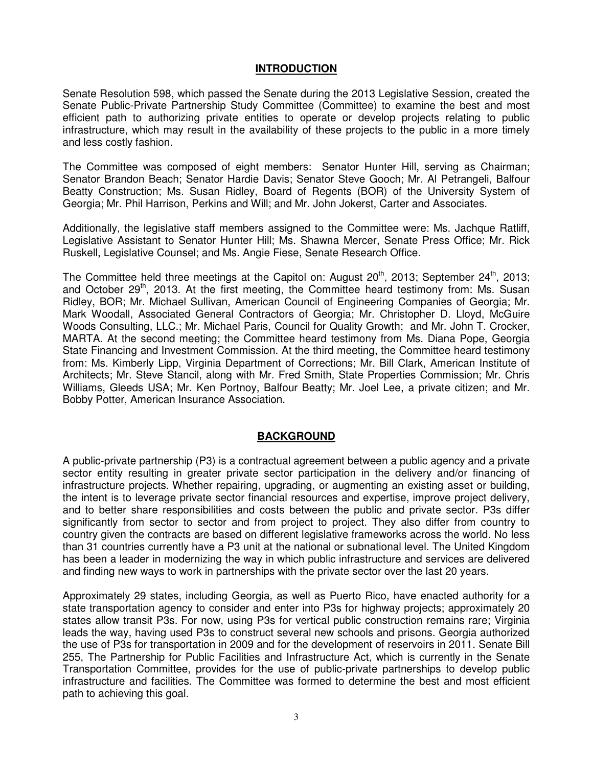## INTRODUCTION

Senate Resolution 598, which passed the Senate during the 2013 Legislative Session, created the Senate Public-Private Partnership Study Committee (Committee) to examine the best and most efficient path to authorizing private entities to operate or develop projects relating to public infrastructure, which may result in the availability of these projects to the public in a more timely and less costly fashion.

The Committee was composed of eight members: Senator Hunter Hill, serving as Chairman; Senator Brandon Beach; Senator Hardie Davis; Senator Steve Gooch; Mr. Al Petrangeli, Balfour Beatty Construction; Ms. Susan Ridley, Board of Regents (BOR) of the University System of Georgia; Mr. Phil Harrison, Perkins and Will; and Mr. John Jokerst, Carter and Associates.

Additionally, the legislative staff members assigned to the Committee were: Ms. Jachque Ratliff, Legislative Assistant to Senator Hunter Hill; Ms. Shawna Mercer, Senate Press Office; Mr. Rick Ruskell, Legislative Counsel; and Ms. Angie Fiese, Senate Research Office.

The Committee held three meetings at the Capitol on: August 20th, 2013; September 24th, 2013; and October 29th, 2013. At the first meeting, the Committee heard testimony from: Ms. Susan Ridley, BOR; Mr. Michael Sullivan, American Council of Engineering Companies of Georgia; Mr. Mark Woodall, Associated General Contractors of Georgia; Mr. Christopher D. Lloyd, McGuire Woods Consulting, LLC.; Mr. Michael Paris, Council for Quality Growth; and Mr. John T. Crocker, MARTA. At the second meeting; the Committee heard testimony from Ms. Diana Pope, Georgia State Financing and Investment Commission. At the third meeting, the Committee heard testimony from: Ms. Kimberly Lipp, Virginia Department of Corrections; Mr. Bill Clark, American Institute of Architects; Mr. Steve Stancil, along with Mr. Fred Smith, State Properties Commission; Mr. Chris Williams, Gleeds USA; Mr. Ken Portnoy, Balfour Beatty; Mr. Joel Lee, a private citizen; and Mr. Bobby Potter, American Insurance Association.

## BACKGROUND

A public-private partnership (P3) is a contractual agreement between a public agency and a private sector entity resulting in greater private sector participation in the delivery and/or financing of infrastructure projects. Whether repairing, upgrading, or augmenting an existing asset or building, the intent is to leverage private sector financial resources and expertise, improve project delivery, and to better share responsibilities and costs between the public and private sector. P3s differ significantly from sector to sector and from project to project. They also differ from country to country given the contracts are based on different legislative frameworks across the world. No less than 31 countries currently have a P3 unit at the national or subnational level. The United Kingdom has been a leader in modernizing the way in which public infrastructure and services are delivered and finding new ways to work in partnerships with the private sector over the last 20 years.

Approximately 29 states, including Georgia, as well as Puerto Rico, have enacted authority for a state transportation agency to consider and enter into P3s for highway projects; approximately 20 states allow transit P3s. For now, using P3s for vertical public construction remains rare; Virginia leads the way, having used P3s to construct several new schools and prisons. Georgia authorized the use of P3s for transportation in 2009 and for the development of reservoirs in 2011. Senate Bill 255, The Partnership for Public Facilities and Infrastructure Act, which is currently in the Senate Transportation Committee, provides for the use of public-private partnerships to develop public infrastructure and facilities. The Committee was formed to determine the best and most efficient path to achieving this goal.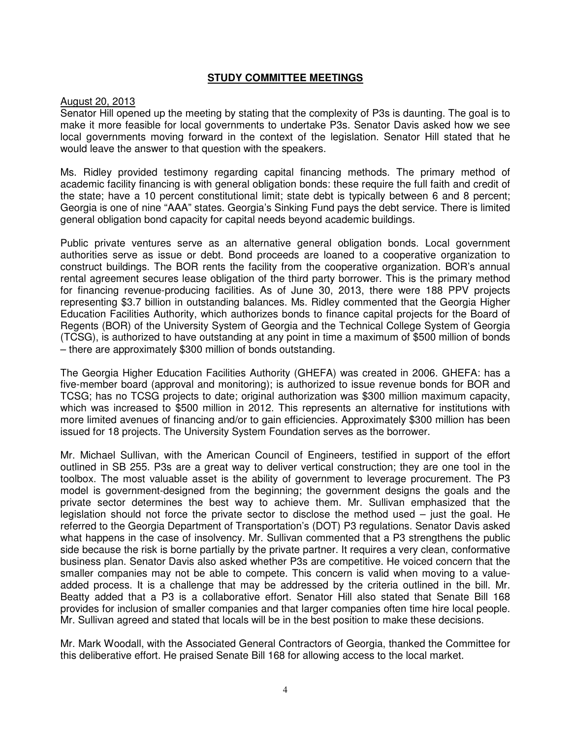## **STUDY COMMITTEE MEETINGS**

August 20, 2013

Senator Hill opened up the meeting by stating that the complexity of P3s is daunting. The goal is to make it more feasible for local governments to undertake P3s. Senator Davis asked how we see local governments moving forward in the context of the legislation. Senator Hill stated that he would leave the answer to that question with the speakers.

Ms. Ridley provided testimony regarding capital financing methods. The primary method of academic facility financing is with general obligation bonds: these require the full faith and credit of the state; have a 10 percent constitutional limit; state debt is typically between 6 and 8 percent; Georgia is one of nine "AAA" states. Georgia's Sinking Fund pays the debt service. There is limited general obligation bond capacity for capital needs beyond academic buildings.

Public private ventures serve as an alternative general obligation bonds. Local government authorities serve as issue or debt. Bond proceeds are loaned to a cooperative organization to construct buildings. The BOR rents the facility from the cooperative organization. BOR's annual rental agreement secures lease obligation of the third party borrower. This is the primary method for financing revenue-producing facilities. As of June 30, 2013, there were 188 PPV projects representing $3.7 billion in outstanding balances. Ms. Ridley commented that the Georgia Higher Education Facilities Authority, which authorizes bonds to finance capital projects for the Board of Regents (BOR) of the University System of Georgia and the Technical College System of Georgia (TCSG), is authorized to have outstanding at any point in time a maximum of $500 million of bonds – there are approximately $300 million of bonds outstanding.

The Georgia Higher Education Facilities Authority (GHEFA) was created in 2006. GHEFA: has a five-member board (approval and monitoring); is authorized to issue revenue bonds for BOR and TCSG; has no TCSG projects to date; original authorization was $300 million maximum capacity, which was increased to $500 million in 2012. This represents an alternative for institutions with more limited avenues of financing and/or to gain efficiencies. Approximately $300 million has been issued for 18 projects. The University System Foundation serves as the borrower.

Mr. Michael Sullivan, with the American Council of Engineers, testified in support of the effort outlined in SB 255. P3s are a great way to deliver vertical construction; they are one tool in the toolbox. The most valuable asset is the ability of government to leverage procurement. The P3 model is government-designed from the beginning; the government designs the goals and the private sector determines the best way to achieve them. Mr. Sullivan emphasized that the legislation should not force the private sector to disclose the method used – just the goal. He referred to the Georgia Department of Transportation's (DOT) P3 regulations. Senator Davis asked what happens in the case of insolvency. Mr. Sullivan commented that a P3 strengthens the public side because the risk is borne partially by the private partner. It requires a very clean, conformative business plan. Senator Davis also asked whether P3s are competitive. He voiced concern that the smaller companies may not be able to compete. This concern is valid when moving to a value-added process. It is a challenge that may be addressed by the criteria outlined in the bill. Mr. Beatty added that a P3 is a collaborative effort. Senator Hill also stated that Senate Bill 168 provides for inclusion of smaller companies and that larger companies often time hire local people. Mr. Sullivan agreed and stated that locals will be in the best position to make these decisions.

Mr. Mark Woodall, with the Associated General Contractors of Georgia, thanked the Committee for this deliberative effort. He praised Senate Bill 168 for allowing access to the local market.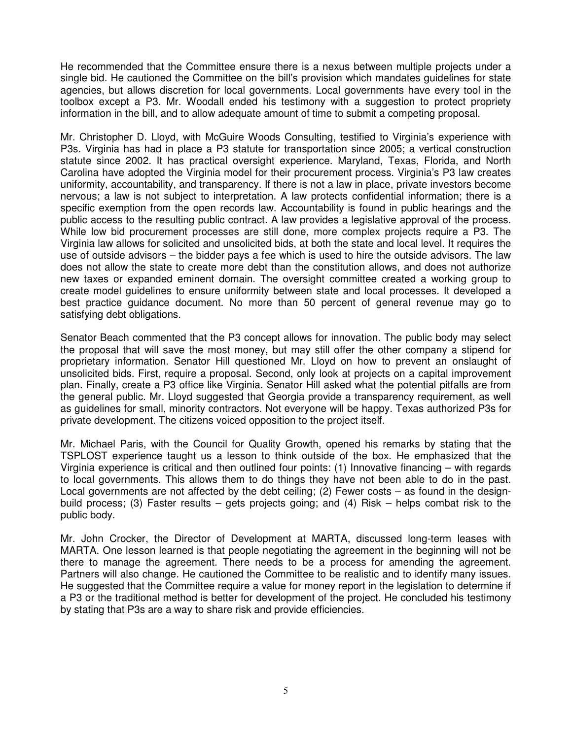He recommended that the Committee ensure there is a nexus between multiple projects under a single bid. He cautioned the Committee on the bill's provision which mandates guidelines for state agencies, but allows discretion for local governments. Local governments have every tool in the toolbox except a P3. Mr. Woodall ended his testimony with a suggestion to protect propriety information in the bill, and to allow adequate amount of time to submit a competing proposal.

Mr. Christopher D. Lloyd, with McGuire Woods Consulting, testified to Virginia's experience with P3s. Virginia has had in place a P3 statute for transportation since 2005; a vertical construction statute since 2002. It has practical oversight experience. Maryland, Texas, Florida, and North Carolina have adopted the Virginia model for their procurement process. Virginia's P3 law creates uniformity, accountability, and transparency. If there is not a law in place, private investors become nervous; a law is not subject to interpretation. A law protects confidential information; there is a specific exemption from the open records law. Accountability is found in public hearings and the public access to the resulting public contract. A law provides a legislative approval of the process. While low bid procurement processes are still done, more complex projects require a P3. The Virginia law allows for solicited and unsolicited bids, at both the state and local level. It requires the use of outside advisors – the bidder pays a fee which is used to hire the outside advisors. The law does not allow the state to create more debt than the constitution allows, and does not authorize new taxes or expanded eminent domain. The oversight committee created a working group to create model guidelines to ensure uniformity between state and local processes. It developed a best practice guidance document. No more than 50 percent of general revenue may go to satisfying debt obligations.

Senator Beach commented that the P3 concept allows for innovation. The public body may select the proposal that will save the most money, but may still offer the other company a stipend for proprietary information. Senator Hill questioned Mr. Lloyd on how to prevent an onslaught of unsolicited bids. First, require a proposal. Second, only look at projects on a capital improvement plan. Finally, create a P3 office like Virginia. Senator Hill asked what the potential pitfalls are from the general public. Mr. Lloyd suggested that Georgia provide a transparency requirement, as well as guidelines for small, minority contractors. Not everyone will be happy. Texas authorized P3s for private development. The citizens voiced opposition to the project itself.

Mr. Michael Paris, with the Council for Quality Growth, opened his remarks by stating that the TSPLOST experience taught us a lesson to think outside of the box. He emphasized that the Virginia experience is critical and then outlined four points: (1) Innovative financing – with regards to local governments. This allows them to do things they have not been able to do in the past. Local governments are not affected by the debt ceiling; (2) Fewer costs – as found in the design-build process; (3) Faster results – gets projects going; and (4) Risk – helps combat risk to the public body.

Mr. John Crocker, the Director of Development at MARTA, discussed long-term leases with MARTA. One lesson learned is that people negotiating the agreement in the beginning will not be there to manage the agreement. There needs to be a process for amending the agreement. Partners will also change. He cautioned the Committee to be realistic and to identify many issues. He suggested that the Committee require a value for money report in the legislation to determine if a P3 or the traditional method is better for development of the project. He concluded his testimony by stating that P3s are a way to share risk and provide efficiencies.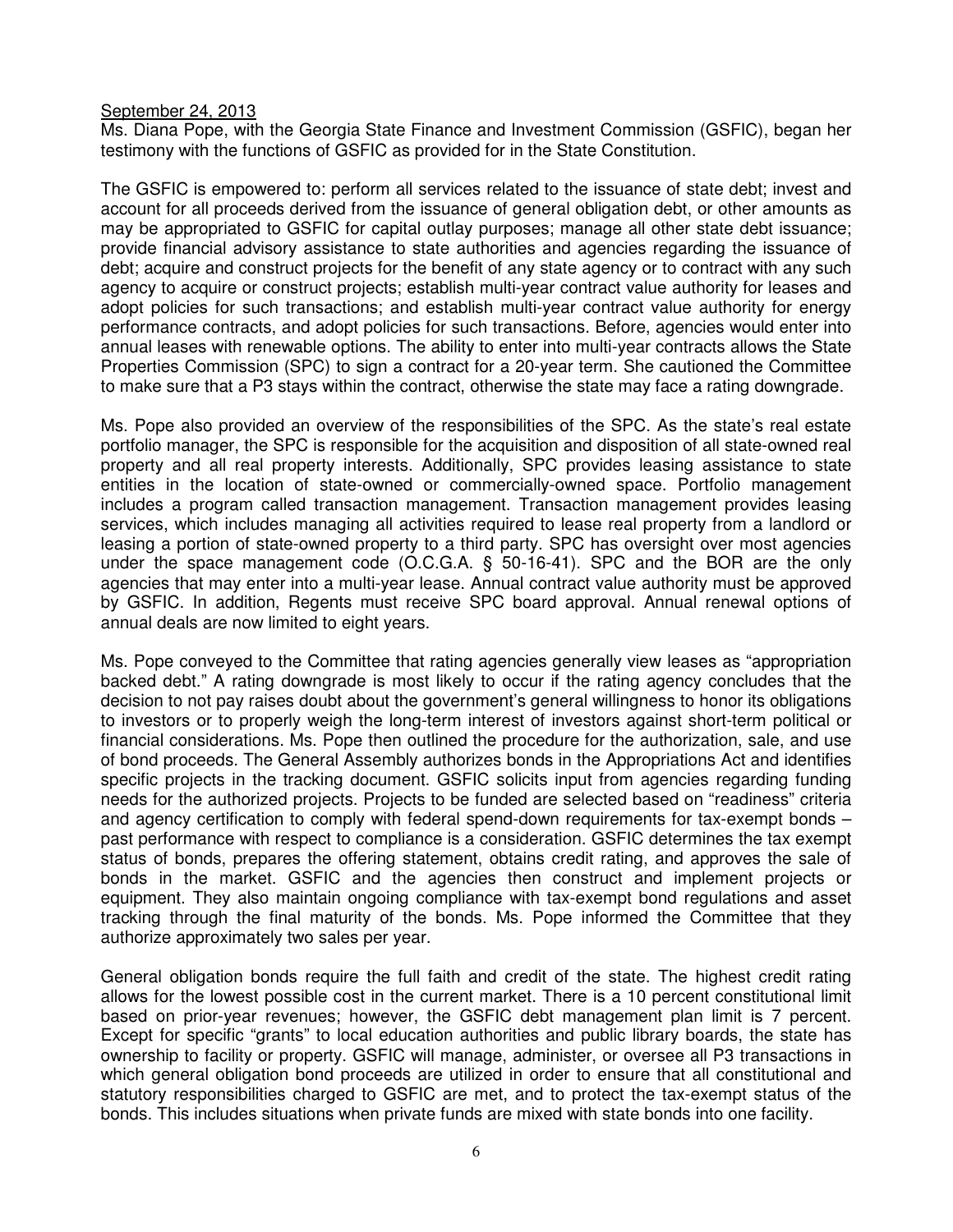September 24, 2013

Ms. Diana Pope, with the Georgia State Finance and Investment Commission (GSFIC), began her testimony with the functions of GSFIC as provided for in the State Constitution.

The GSFIC is empowered to: perform all services related to the issuance of state debt; invest and account for all proceeds derived from the issuance of general obligation debt, or other amounts as may be appropriated to GSFIC for capital outlay purposes; manage all other state debt issuance; provide financial advisory assistance to state authorities and agencies regarding the issuance of debt; acquire and construct projects for the benefit of any state agency or to contract with any such agency to acquire or construct projects; establish multi-year contract value authority for leases and adopt policies for such transactions; and establish multi-year contract value authority for energy performance contracts, and adopt policies for such transactions. Before, agencies would enter into annual leases with renewable options. The ability to enter into multi-year contracts allows the State Properties Commission (SPC) to sign a contract for a 20-year term. She cautioned the Committee to make sure that a P3 stays within the contract, otherwise the state may face a rating downgrade.

Ms. Pope also provided an overview of the responsibilities of the SPC. As the state's real estate portfolio manager, the SPC is responsible for the acquisition and disposition of all state-owned real property and all real property interests. Additionally, SPC provides leasing assistance to state entities in the location of state-owned or commercially-owned space. Portfolio management includes a program called transaction management. Transaction management provides leasing services, which includes managing all activities required to lease real property from a landlord or leasing a portion of state-owned property to a third party. SPC has oversight over most agencies under the space management code (O.C.G.A. § 50-16-41). SPC and the BOR are the only agencies that may enter into a multi-year lease. Annual contract value authority must be approved by GSFIC. In addition, Regents must receive SPC board approval. Annual renewal options of annual deals are now limited to eight years.

Ms. Pope conveyed to the Committee that rating agencies generally view leases as "appropriation backed debt." A rating downgrade is most likely to occur if the rating agency concludes that the decision to not pay raises doubt about the government's general willingness to honor its obligations to investors or to properly weigh the long-term interest of investors against short-term political or financial considerations. Ms. Pope then outlined the procedure for the authorization, sale, and use of bond proceeds. The General Assembly authorizes bonds in the Appropriations Act and identifies specific projects in the tracking document. GSFIC solicits input from agencies regarding funding needs for the authorized projects. Projects to be funded are selected based on "readiness" criteria and agency certification to comply with federal spend-down requirements for tax-exempt bonds – past performance with respect to compliance is a consideration. GSFIC determines the tax exempt status of bonds, prepares the offering statement, obtains credit rating, and approves the sale of bonds in the market. GSFIC and the agencies then construct and implement projects or equipment. They also maintain ongoing compliance with tax-exempt bond regulations and asset tracking through the final maturity of the bonds. Ms. Pope informed the Committee that they authorize approximately two sales per year.

General obligation bonds require the full faith and credit of the state. The highest credit rating allows for the lowest possible cost in the current market. There is a 10 percent constitutional limit based on prior-year revenues; however, the GSFIC debt management plan limit is 7 percent. Except for specific "grants" to local education authorities and public library boards, the state has ownership to facility or property. GSFIC will manage, administer, or oversee all P3 transactions in which general obligation bond proceeds are utilized in order to ensure that all constitutional and statutory responsibilities charged to GSFIC are met, and to protect the tax-exempt status of the bonds. This includes situations when private funds are mixed with state bonds into one facility.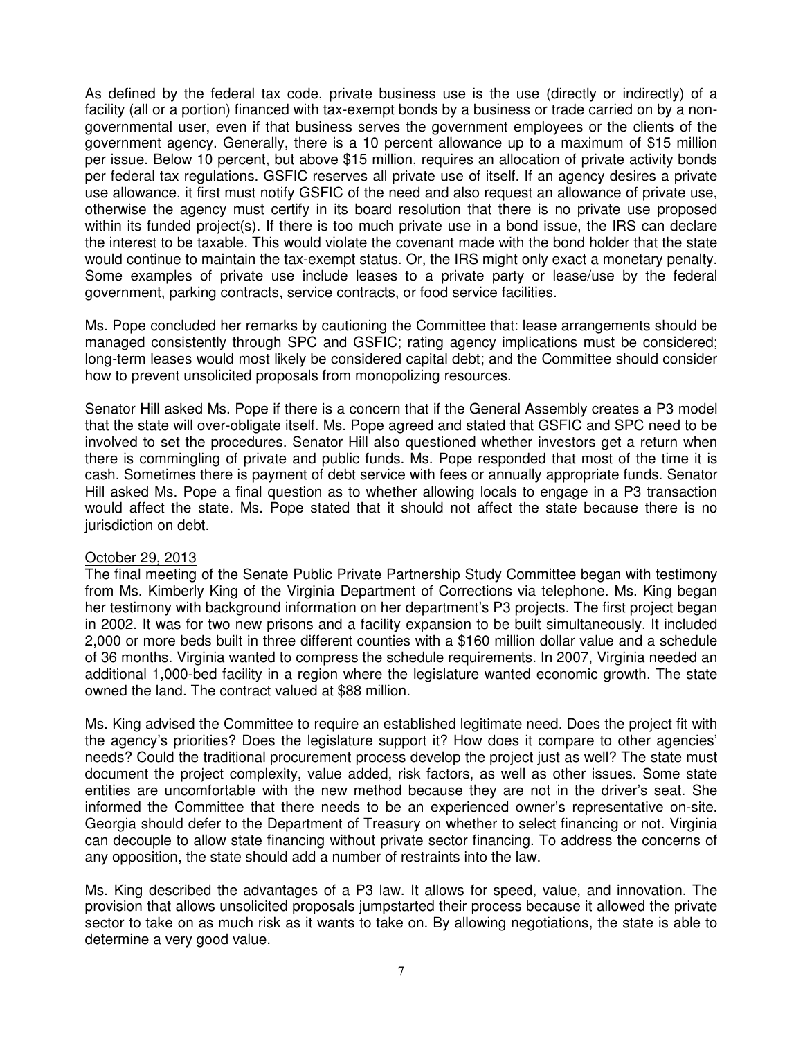As defined by the federal tax code, private business use is the use (directly or indirectly) of a facility (all or a portion) financed with tax-exempt bonds by a business or trade carried on by a non-governmental user, even if that business serves the government employees or the clients of the government agency. Generally, there is a 10 percent allowance up to a maximum of $15 million per issue. Below 10 percent, but above $15 million, requires an allocation of private activity bonds per federal tax regulations. GSFIC reserves all private use of itself. If an agency desires a private use allowance, it first must notify GSFIC of the need and also request an allowance of private use, otherwise the agency must certify in its board resolution that there is no private use proposed within its funded project(s). If there is too much private use in a bond issue, the IRS can declare the interest to be taxable. This would violate the covenant made with the bond holder that the state would continue to maintain the tax-exempt status. Or, the IRS might only exact a monetary penalty. Some examples of private use include leases to a private party or lease/use by the federal government, parking contracts, service contracts, or food service facilities.

Ms. Pope concluded her remarks by cautioning the Committee that: lease arrangements should be managed consistently through SPC and GSFIC; rating agency implications must be considered; long-term leases would most likely be considered capital debt; and the Committee should consider how to prevent unsolicited proposals from monopolizing resources.

Senator Hill asked Ms. Pope if there is a concern that if the General Assembly creates a P3 model that the state will over-obligate itself. Ms. Pope agreed and stated that GSFIC and SPC need to be involved to set the procedures. Senator Hill also questioned whether investors get a return when there is commingling of private and public funds. Ms. Pope responded that most of the time it is cash. Sometimes there is payment of debt service with fees or annually appropriate funds. Senator Hill asked Ms. Pope a final question as to whether allowing locals to engage in a P3 transaction would affect the state. Ms. Pope stated that it should not affect the state because there is no jurisdiction on debt.

October 29, 2013

The final meeting of the Senate Public Private Partnership Study Committee began with testimony from Ms. Kimberly King of the Virginia Department of Corrections via telephone. Ms. King began her testimony with background information on her department's P3 projects. The first project began in 2002. It was for two new prisons and a facility expansion to be built simultaneously. It included 2,000 or more beds built in three different counties with a $160 million dollar value and a schedule of 36 months. Virginia wanted to compress the schedule requirements. In 2007, Virginia needed an additional 1,000-bed facility in a region where the legislature wanted economic growth. The state owned the land. The contract valued at $88 million.

Ms. King advised the Committee to require an established legitimate need. Does the project fit with the agency's priorities? Does the legislature support it? How does it compare to other agencies' needs? Could the traditional procurement process develop the project just as well? The state must document the project complexity, value added, risk factors, as well as other issues. Some state entities are uncomfortable with the new method because they are not in the driver's seat. She informed the Committee that there needs to be an experienced owner's representative on-site. Georgia should defer to the Department of Treasury on whether to select financing or not. Virginia can decouple to allow state financing without private sector financing. To address the concerns of any opposition, the state should add a number of restraints into the law.

Ms. King described the advantages of a P3 law. It allows for speed, value, and innovation. The provision that allows unsolicited proposals jumpstarted their process because it allowed the private sector to take on as much risk as it wants to take on. By allowing negotiations, the state is able to determine a very good value.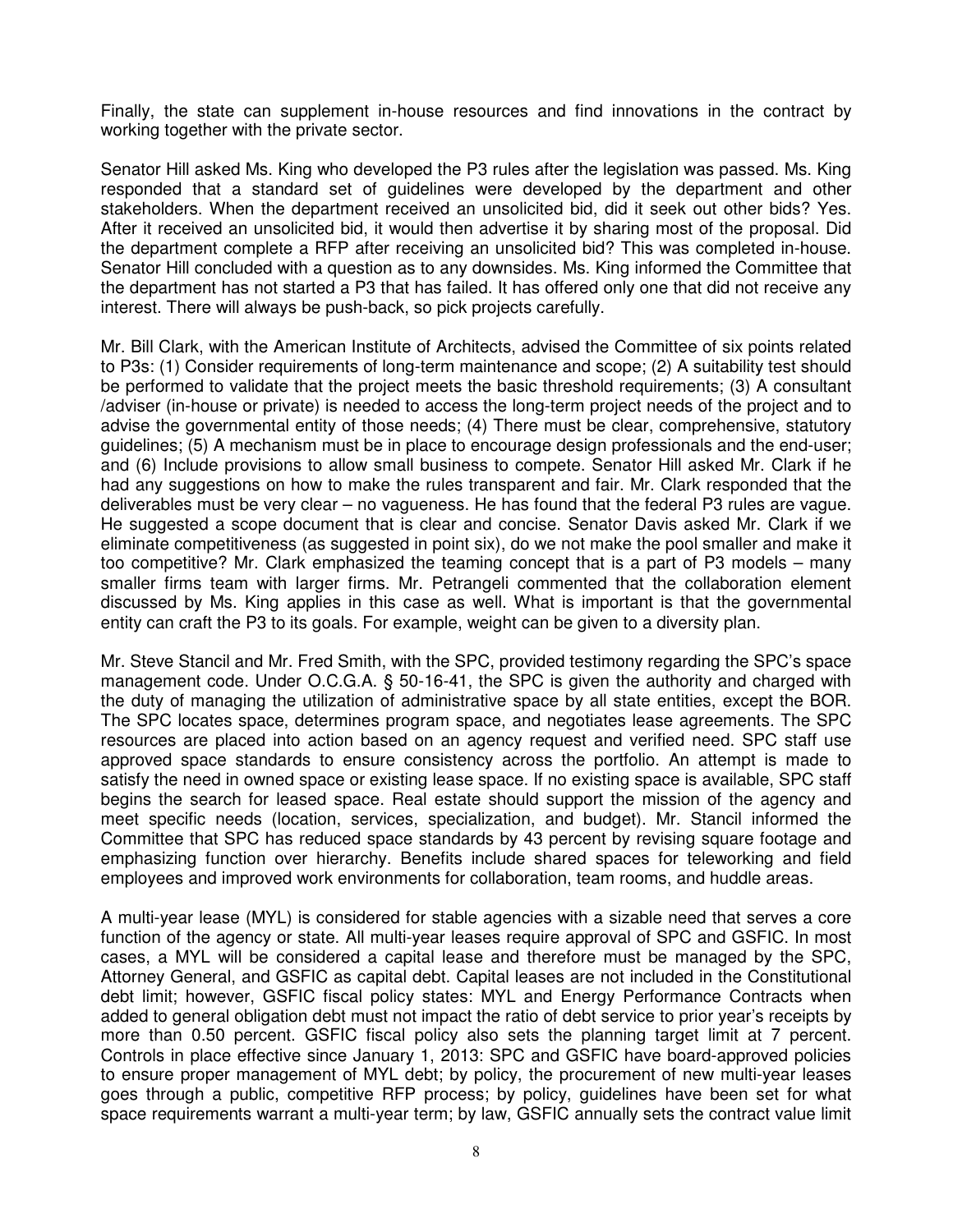Finally, the state can supplement in-house resources and find innovations in the contract by working together with the private sector.

Senator Hill asked Ms. King who developed the P3 rules after the legislation was passed. Ms. King responded that a standard set of guidelines were developed by the department and other stakeholders. When the department received an unsolicited bid, did it seek out other bids? Yes. After it received an unsolicited bid, it would then advertise it by sharing most of the proposal. Did the department complete a RFP after receiving an unsolicited bid? This was completed in-house. Senator Hill concluded with a question as to any downsides. Ms. King informed the Committee that the department has not started a P3 that has failed. It has offered only one that did not receive any interest. There will always be push-back, so pick projects carefully.

Mr. Bill Clark, with the American Institute of Architects, advised the Committee of six points related to P3s: (1) Consider requirements of long-term maintenance and scope; (2) A suitability test should be performed to validate that the project meets the basic threshold requirements; (3) A consultant /adviser (in-house or private) is needed to access the long-term project needs of the project and to advise the governmental entity of those needs; (4) There must be clear, comprehensive, statutory guidelines; (5) A mechanism must be in place to encourage design professionals and the end-user; and (6) Include provisions to allow small business to compete. Senator Hill asked Mr. Clark if he had any suggestions on how to make the rules transparent and fair. Mr. Clark responded that the deliverables must be very clear – no vagueness. He has found that the federal P3 rules are vague. He suggested a scope document that is clear and concise. Senator Davis asked Mr. Clark if we eliminate competitiveness (as suggested in point six), do we not make the pool smaller and make it too competitive? Mr. Clark emphasized the teaming concept that is a part of P3 models – many smaller firms team with larger firms. Mr. Petrangeli commented that the collaboration element discussed by Ms. King applies in this case as well. What is important is that the governmental entity can craft the P3 to its goals. For example, weight can be given to a diversity plan.

Mr. Steve Stancil and Mr. Fred Smith, with the SPC, provided testimony regarding the SPC's space management code. Under O.C.G.A. § 50-16-41, the SPC is given the authority and charged with the duty of managing the utilization of administrative space by all state entities, except the BOR. The SPC locates space, determines program space, and negotiates lease agreements. The SPC resources are placed into action based on an agency request and verified need. SPC staff use approved space standards to ensure consistency across the portfolio. An attempt is made to satisfy the need in owned space or existing lease space. If no existing space is available, SPC staff begins the search for leased space. Real estate should support the mission of the agency and meet specific needs (location, services, specialization, and budget). Mr. Stancil informed the Committee that SPC has reduced space standards by 43 percent by revising square footage and emphasizing function over hierarchy. Benefits include shared spaces for teleworking and field employees and improved work environments for collaboration, team rooms, and huddle areas.

A multi-year lease (MYL) is considered for stable agencies with a sizable need that serves a core function of the agency or state. All multi-year leases require approval of SPC and GSFIC. In most cases, a MYL will be considered a capital lease and therefore must be managed by the SPC, Attorney General, and GSFIC as capital debt. Capital leases are not included in the Constitutional debt limit; however, GSFIC fiscal policy states: MYL and Energy Performance Contracts when added to general obligation debt must not impact the ratio of debt service to prior year's receipts by more than 0.50 percent. GSFIC fiscal policy also sets the planning target limit at 7 percent. Controls in place effective since January 1, 2013: SPC and GSFIC have board-approved policies to ensure proper management of MYL debt; by policy, the procurement of new multi-year leases goes through a public, competitive RFP process; by policy, guidelines have been set for what space requirements warrant a multi-year term; by law, GSFIC annually sets the contract value limit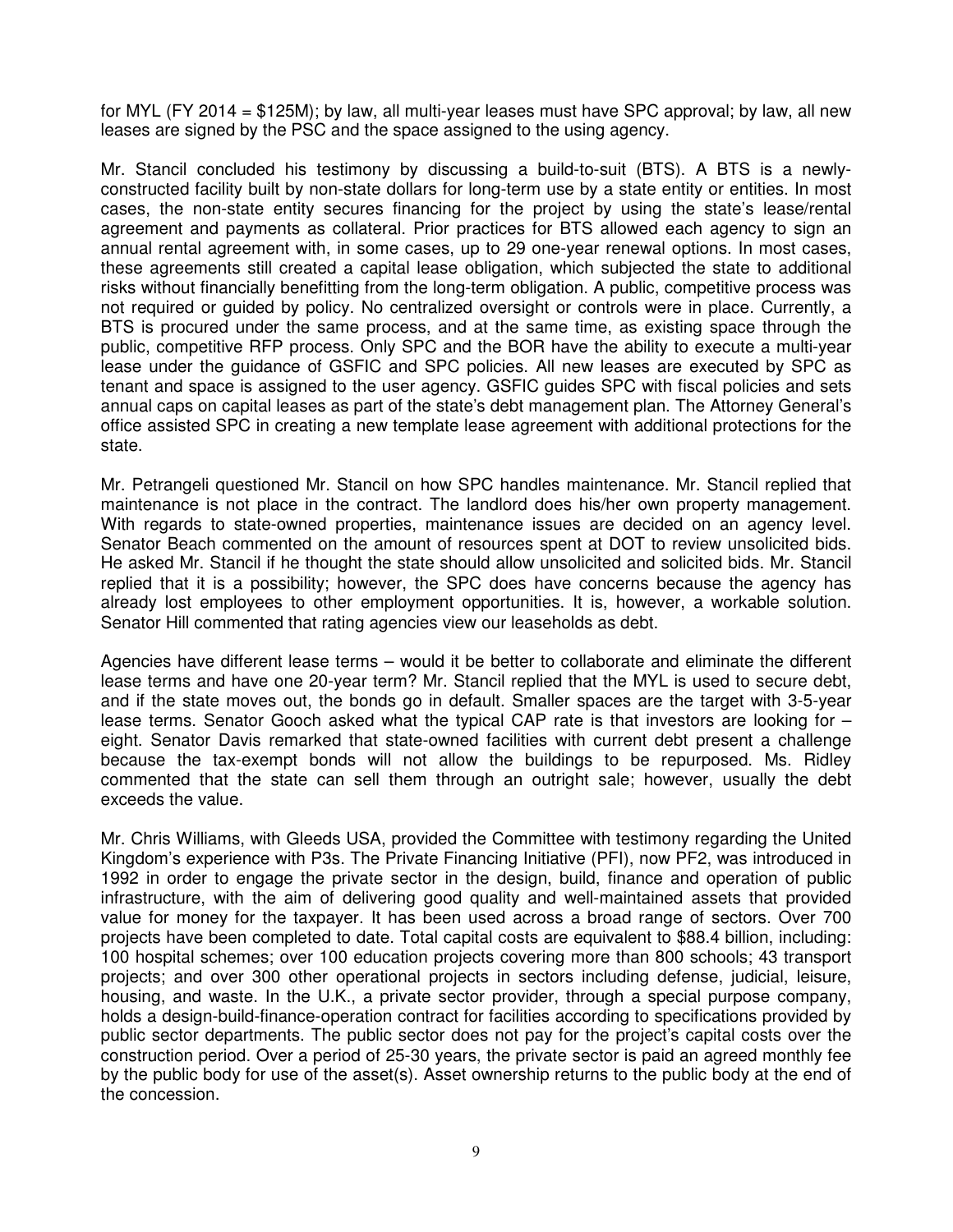for MYL (FY 2014 = $125M); by law, all multi-year leases must have SPC approval; by law, all new leases are signed by the PSC and the space assigned to the using agency.

Mr. Stancil concluded his testimony by discussing a build-to-suit (BTS). A BTS is a newly-constructed facility built by non-state dollars for long-term use by a state entity or entities. In most cases, the non-state entity secures financing for the project by using the state's lease/rental agreement and payments as collateral. Prior practices for BTS allowed each agency to sign an annual rental agreement with, in some cases, up to 29 one-year renewal options. In most cases, these agreements still created a capital lease obligation, which subjected the state to additional risks without financially benefitting from the long-term obligation. A public, competitive process was not required or guided by policy. No centralized oversight or controls were in place. Currently, a BTS is procured under the same process, and at the same time, as existing space through the public, competitive RFP process. Only SPC and the BOR have the ability to execute a multi-year lease under the guidance of GSFIC and SPC policies. All new leases are executed by SPC as tenant and space is assigned to the user agency. GSFIC guides SPC with fiscal policies and sets annual caps on capital leases as part of the state's debt management plan. The Attorney General's office assisted SPC in creating a new template lease agreement with additional protections for the state.

Mr. Petrangeli questioned Mr. Stancil on how SPC handles maintenance. Mr. Stancil replied that maintenance is not place in the contract. The landlord does his/her own property management. With regards to state-owned properties, maintenance issues are decided on an agency level. Senator Beach commented on the amount of resources spent at DOT to review unsolicited bids. He asked Mr. Stancil if he thought the state should allow unsolicited and solicited bids. Mr. Stancil replied that it is a possibility; however, the SPC does have concerns because the agency has already lost employees to other employment opportunities. It is, however, a workable solution. Senator Hill commented that rating agencies view our leaseholds as debt.

Agencies have different lease terms – would it be better to collaborate and eliminate the different lease terms and have one 20-year term? Mr. Stancil replied that the MYL is used to secure debt, and if the state moves out, the bonds go in default. Smaller spaces are the target with 3-5-year lease terms. Senator Gooch asked what the typical CAP rate is that investors are looking for – eight. Senator Davis remarked that state-owned facilities with current debt present a challenge because the tax-exempt bonds will not allow the buildings to be repurposed. Ms. Ridley commented that the state can sell them through an outright sale; however, usually the debt exceeds the value.

Mr. Chris Williams, with Gleeds USA, provided the Committee with testimony regarding the United Kingdom's experience with P3s. The Private Financing Initiative (PFI), now PF2, was introduced in 1992 in order to engage the private sector in the design, build, finance and operation of public infrastructure, with the aim of delivering good quality and well-maintained assets that provided value for money for the taxpayer. It has been used across a broad range of sectors. Over 700 projects have been completed to date. Total capital costs are equivalent to $88.4 billion, including: 100 hospital schemes; over 100 education projects covering more than 800 schools; 43 transport projects; and over 300 other operational projects in sectors including defense, judicial, leisure, housing, and waste. In the U.K., a private sector provider, through a special purpose company, holds a design-build-finance-operation contract for facilities according to specifications provided by public sector departments. The public sector does not pay for the project's capital costs over the construction period. Over a period of 25-30 years, the private sector is paid an agreed monthly fee by the public body for use of the asset(s). Asset ownership returns to the public body at the end of the concession.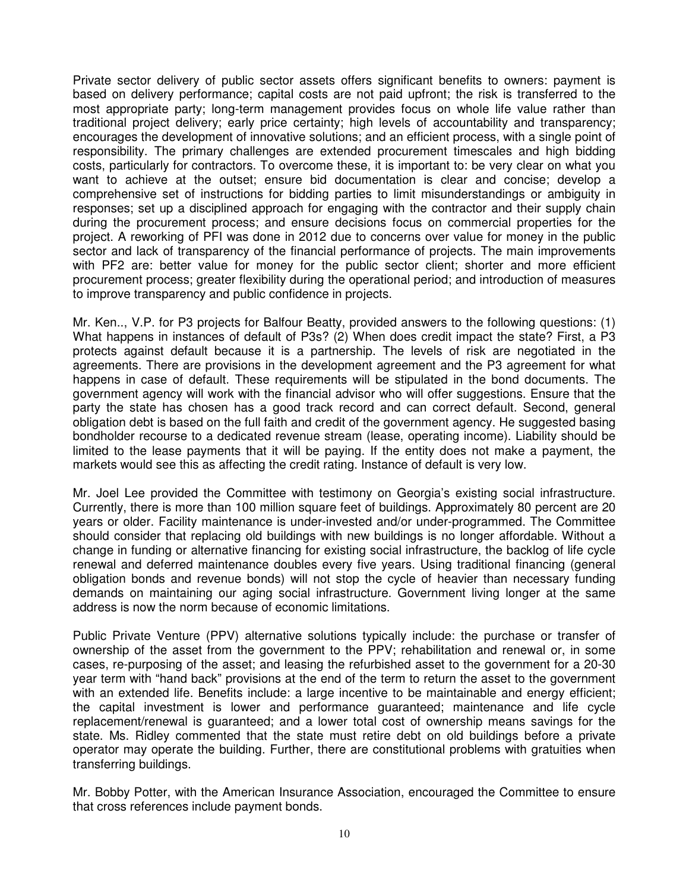Private sector delivery of public sector assets offers significant benefits to owners: payment is based on delivery performance; capital costs are not paid upfront; the risk is transferred to the most appropriate party; long-term management provides focus on whole life value rather than traditional project delivery; early price certainty; high levels of accountability and transparency; encourages the development of innovative solutions; and an efficient process, with a single point of responsibility. The primary challenges are extended procurement timescales and high bidding costs, particularly for contractors. To overcome these, it is important to: be very clear on what you want to achieve at the outset; ensure bid documentation is clear and concise; develop a comprehensive set of instructions for bidding parties to limit misunderstandings or ambiguity in responses; set up a disciplined approach for engaging with the contractor and their supply chain during the procurement process; and ensure decisions focus on commercial properties for the project. A reworking of PFI was done in 2012 due to concerns over value for money in the public sector and lack of transparency of the financial performance of projects. The main improvements with PF2 are: better value for money for the public sector client; shorter and more efficient procurement process; greater flexibility during the operational period; and introduction of measures to improve transparency and public confidence in projects.

Mr. Ken.., V.P. for P3 projects for Balfour Beatty, provided answers to the following questions: (1) What happens in instances of default of P3s? (2) When does credit impact the state? First, a P3 protects against default because it is a partnership. The levels of risk are negotiated in the agreements. There are provisions in the development agreement and the P3 agreement for what happens in case of default. These requirements will be stipulated in the bond documents. The government agency will work with the financial advisor who will offer suggestions. Ensure that the party the state has chosen has a good track record and can correct default. Second, general obligation debt is based on the full faith and credit of the government agency. He suggested basing bondholder recourse to a dedicated revenue stream (lease, operating income). Liability should be limited to the lease payments that it will be paying. If the entity does not make a payment, the markets would see this as affecting the credit rating. Instance of default is very low.

Mr. Joel Lee provided the Committee with testimony on Georgia's existing social infrastructure. Currently, there is more than 100 million square feet of buildings. Approximately 80 percent are 20 years or older. Facility maintenance is under-invested and/or under-programmed. The Committee should consider that replacing old buildings with new buildings is no longer affordable. Without a change in funding or alternative financing for existing social infrastructure, the backlog of life cycle renewal and deferred maintenance doubles every five years. Using traditional financing (general obligation bonds and revenue bonds) will not stop the cycle of heavier than necessary funding demands on maintaining our aging social infrastructure. Government living longer at the same address is now the norm because of economic limitations.

Public Private Venture (PPV) alternative solutions typically include: the purchase or transfer of ownership of the asset from the government to the PPV; rehabilitation and renewal or, in some cases, re-purposing of the asset; and leasing the refurbished asset to the government for a 20-30 year term with "hand back" provisions at the end of the term to return the asset to the government with an extended life. Benefits include: a large incentive to be maintainable and energy efficient; the capital investment is lower and performance guaranteed; maintenance and life cycle replacement/renewal is guaranteed; and a lower total cost of ownership means savings for the state. Ms. Ridley commented that the state must retire debt on old buildings before a private operator may operate the building. Further, there are constitutional problems with gratuities when transferring buildings.

Mr. Bobby Potter, with the American Insurance Association, encouraged the Committee to ensure that cross references include payment bonds.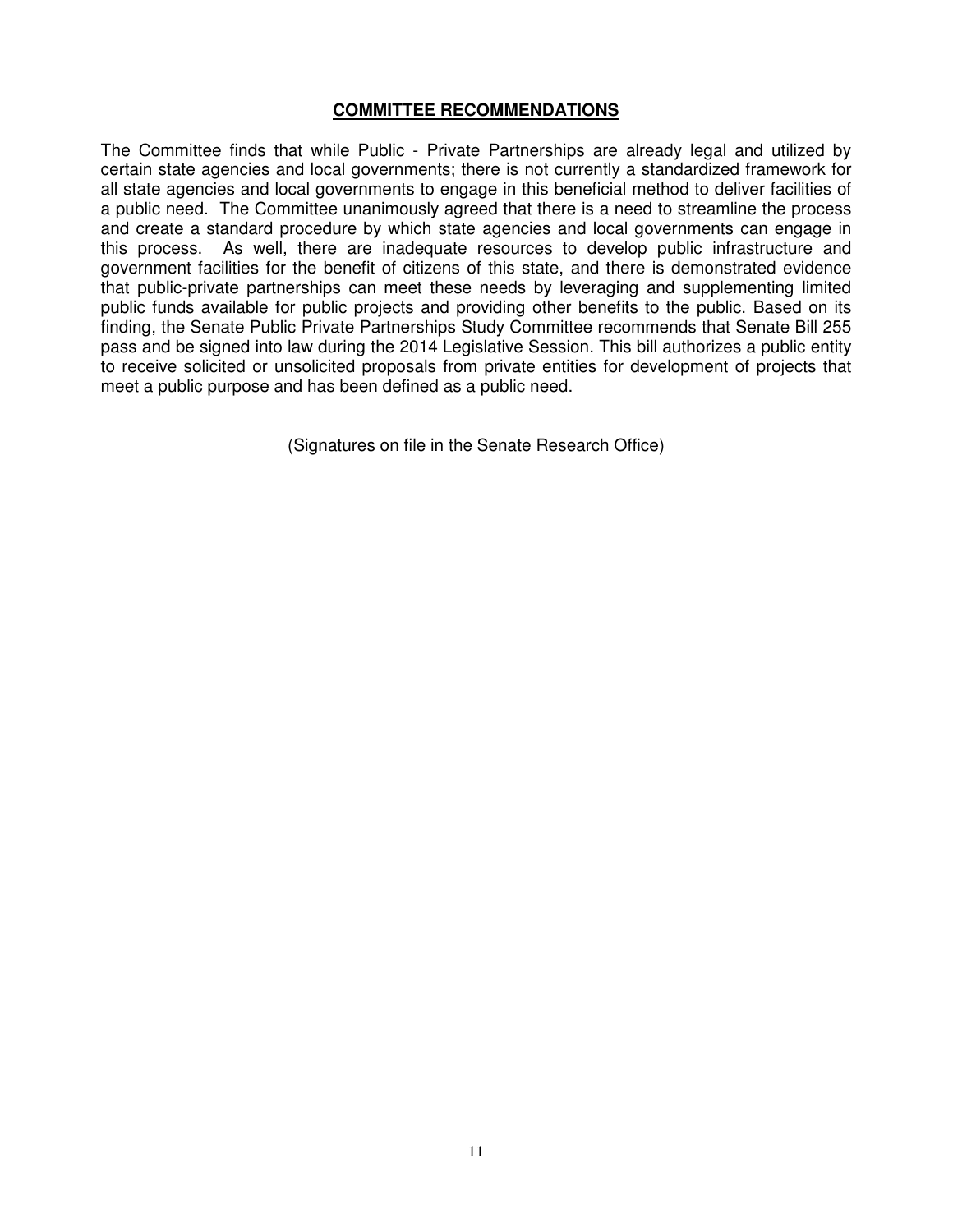## **COMMITTEE RECOMMENDATIONS**

The Committee finds that while Public - Private Partnerships are already legal and utilized by certain state agencies and local governments; there is not currently a standardized framework for all state agencies and local governments to engage in this beneficial method to deliver facilities of a public need. The Committee unanimously agreed that there is a need to streamline the process and create a standard procedure by which state agencies and local governments can engage in this process. As well, there are inadequate resources to develop public infrastructure and government facilities for the benefit of citizens of this state, and there is demonstrated evidence that public-private partnerships can meet these needs by leveraging and supplementing limited public funds available for public projects and providing other benefits to the public. Based on its finding, the Senate Public Private Partnerships Study Committee recommends that Senate Bill 255 pass and be signed into law during the 2014 Legislative Session. This bill authorizes a public entity to receive solicited or unsolicited proposals from private entities for development of projects that meet a public purpose and has been defined as a public need.

(Signatures on file in the Senate Research Office)